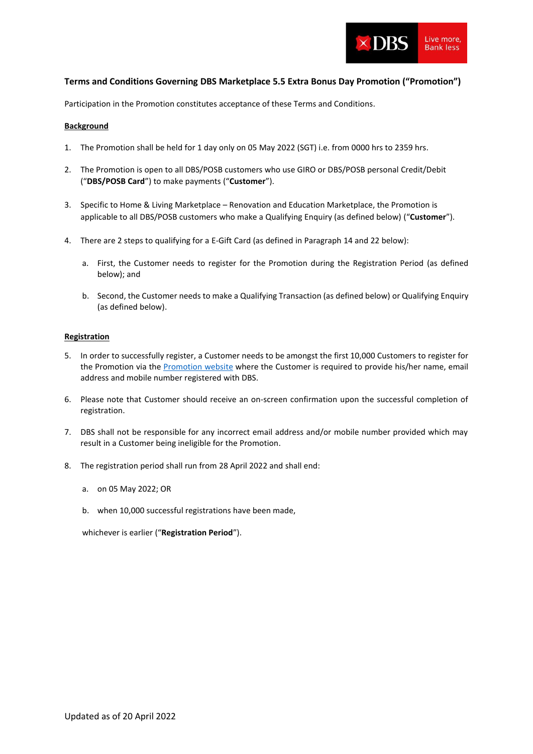# Terms and Conditions Governing DBS Marketplace 5.5 Extra Bonus Day Promotion ("Promotion")

Participation in the Promotion constitutes acceptance of these Terms and Conditions.

## Background

1. The Promotion shall be held for 1 day only on 05 May 2022 (SGT) i.e. from 0000 hrs to 2359 hrs.

2. The Promotion is open to all DBS/POSB customers who use GIRO or DBS/POSB personal Credit/Debit ("**DBS/POSB Card**") to make payments ("**Customer**").

3. Specific to Home & Living Marketplace – Renovation and Education Marketplace, the Promotion is applicable to all DBS/POSB customers who make a Qualifying Enquiry (as defined below) ("**Customer**").

4. There are 2 steps to qualifying for a E-Gift Card (as defined in Paragraph 14 and 22 below):

   a. First, the Customer needs to register for the Promotion during the Registration Period (as defined below); and

   b. Second, the Customer needs to make a Qualifying Transaction (as defined below) or Qualifying Enquiry (as defined below).

## Registration

5. In order to successfully register, a Customer needs to be amongst the first 10,000 Customers to register for the Promotion via the Promotion website where the Customer is required to provide his/her name, email address and mobile number registered with DBS.

6. Please note that Customer should receive an on-screen confirmation upon the successful completion of registration.

7. DBS shall not be responsible for any incorrect email address and/or mobile number provided which may result in a Customer being ineligible for the Promotion.

8. The registration period shall run from 28 April 2022 and shall end:

   a. on 05 May 2022; OR

   b. when 10,000 successful registrations have been made,

   whichever is earlier ("**Registration Period**").

Updated as of 20 April 2022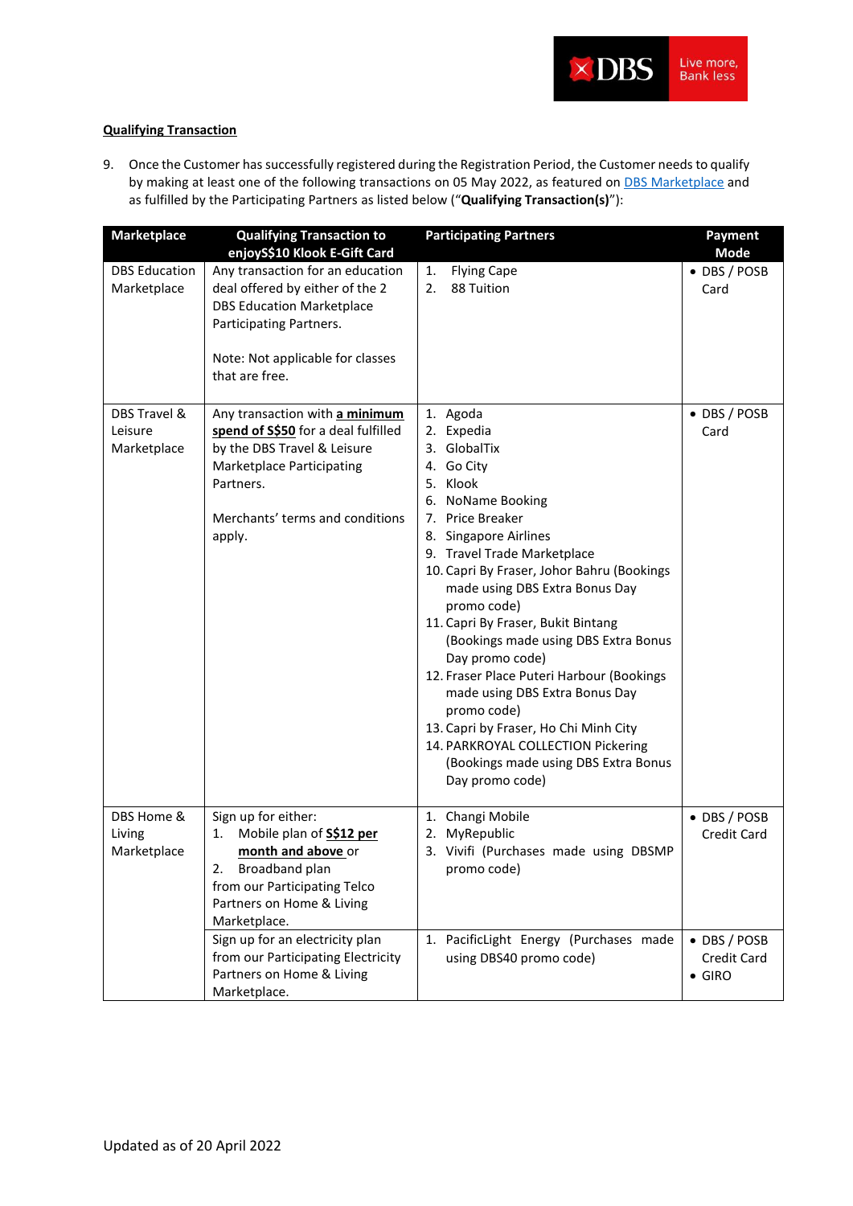**Qualifying Transaction**

9. Once the Customer has successfully registered during the Registration Period, the Customer needs to qualify by making at least one of the following transactions on 05 May 2022, as featured on DBS Marketplace and as fulfilled by the Participating Partners as listed below ("**Qualifying Transaction(s)**"):

| Marketplace | Qualifying Transaction to enjoyS$10 Klook E-Gift Card | Participating Partners | Payment Mode |
|---|---|---|---|
| DBS Education Marketplace | Any transaction for an education deal offered by either of the 2 DBS Education Marketplace Participating Partners.<br><br>Note: Not applicable for classes that are free. | 1. Flying Cape<br>2. 88 Tuition | • DBS / POSB Card |
| DBS Travel & Leisure Marketplace | Any transaction with **a minimum spend of S$50** for a deal fulfilled by the DBS Travel & Leisure Marketplace Participating Partners.<br><br>Merchants' terms and conditions apply. | 1. Agoda<br>2. Expedia<br>3. GlobalTix<br>4. Go City<br>5. Klook<br>6. NoName Booking<br>7. Price Breaker<br>8. Singapore Airlines<br>9. Travel Trade Marketplace<br>10. Capri By Fraser, Johor Bahru (Bookings made using DBS Extra Bonus Day promo code)<br>11. Capri By Fraser, Bukit Bintang (Bookings made using DBS Extra Bonus Day promo code)<br>12. Fraser Place Puteri Harbour (Bookings made using DBS Extra Bonus Day promo code)<br>13. Capri by Fraser, Ho Chi Minh City<br>14. PARKROYAL COLLECTION Pickering (Bookings made using DBS Extra Bonus Day promo code) | • DBS / POSB Card |
| DBS Home & Living Marketplace | Sign up for either:<br>1. Mobile plan of **S$12 per month and above** or<br>2. Broadband plan<br>from our Participating Telco Partners on Home & Living Marketplace. | 1. Changi Mobile<br>2. MyRepublic<br>3. Vivifi (Purchases made using DBSMP promo code) | • DBS / POSB Credit Card |
| | Sign up for an electricity plan from our Participating Electricity Partners on Home & Living Marketplace. | 1. PacificLight Energy (Purchases made using DBS40 promo code) | • DBS / POSB Credit Card<br>• GIRO |

Updated as of 20 April 2022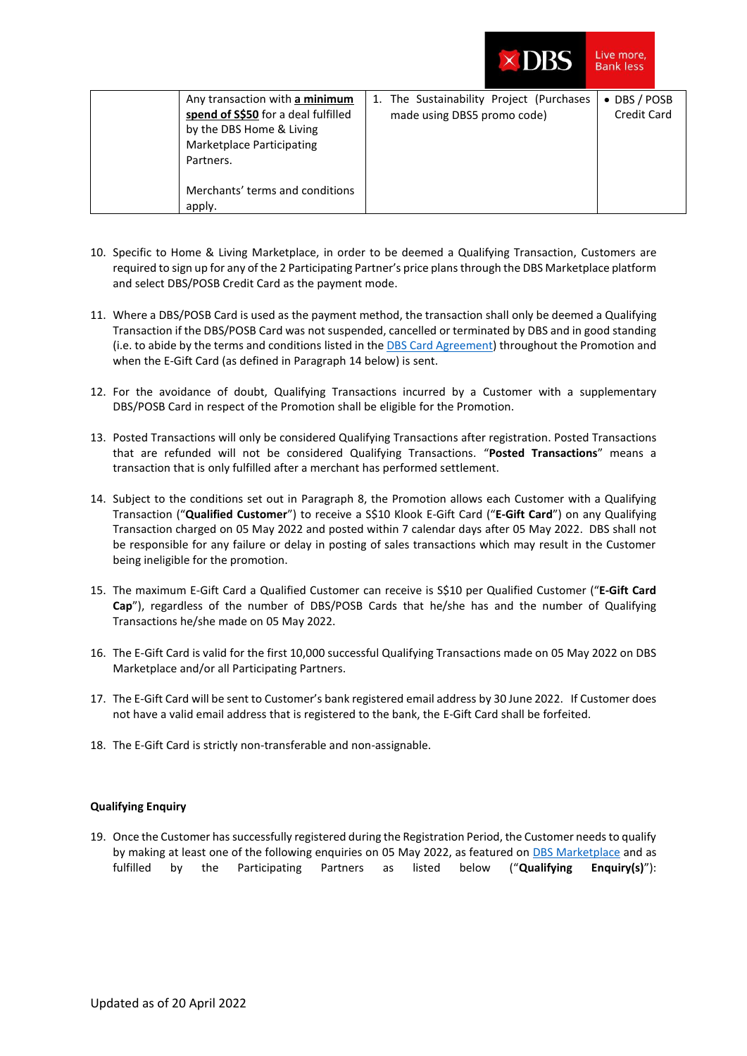|  | Any transaction with **a minimum spend of S$50** for a deal fulfilled by the DBS Home & Living Marketplace Participating Partners.<br><br>Merchants' terms and conditions apply. | 1. The Sustainability Project (Purchases made using DBS5 promo code) | • DBS / POSB Credit Card |
|---|---|---|---|

10. Specific to Home & Living Marketplace, in order to be deemed a Qualifying Transaction, Customers are required to sign up for any of the 2 Participating Partner's price plans through the DBS Marketplace platform and select DBS/POSB Credit Card as the payment mode.

11. Where a DBS/POSB Card is used as the payment method, the transaction shall only be deemed a Qualifying Transaction if the DBS/POSB Card was not suspended, cancelled or terminated by DBS and in good standing (i.e. to abide by the terms and conditions listed in the DBS Card Agreement) throughout the Promotion and when the E-Gift Card (as defined in Paragraph 14 below) is sent.

12. For the avoidance of doubt, Qualifying Transactions incurred by a Customer with a supplementary DBS/POSB Card in respect of the Promotion shall be eligible for the Promotion.

13. Posted Transactions will only be considered Qualifying Transactions after registration. Posted Transactions that are refunded will not be considered Qualifying Transactions. "**Posted Transactions**" means a transaction that is only fulfilled after a merchant has performed settlement.

14. Subject to the conditions set out in Paragraph 8, the Promotion allows each Customer with a Qualifying Transaction ("**Qualified Customer**") to receive a S$10 Klook E-Gift Card ("**E-Gift Card**") on any Qualifying Transaction charged on 05 May 2022 and posted within 7 calendar days after 05 May 2022. DBS shall not be responsible for any failure or delay in posting of sales transactions which may result in the Customer being ineligible for the promotion.

15. The maximum E-Gift Card a Qualified Customer can receive is S$10 per Qualified Customer ("**E-Gift Card Cap**"), regardless of the number of DBS/POSB Cards that he/she has and the number of Qualifying Transactions he/she made on 05 May 2022.

16. The E-Gift Card is valid for the first 10,000 successful Qualifying Transactions made on 05 May 2022 on DBS Marketplace and/or all Participating Partners.

17. The E-Gift Card will be sent to Customer's bank registered email address by 30 June 2022. If Customer does not have a valid email address that is registered to the bank, the E-Gift Card shall be forfeited.

18. The E-Gift Card is strictly non-transferable and non-assignable.

**Qualifying Enquiry**

19. Once the Customer has successfully registered during the Registration Period, the Customer needs to qualify by making at least one of the following enquiries on 05 May 2022, as featured on DBS Marketplace and as fulfilled by the Participating Partners as listed below ("**Qualifying Enquiry(s)**"):

Updated as of 20 April 2022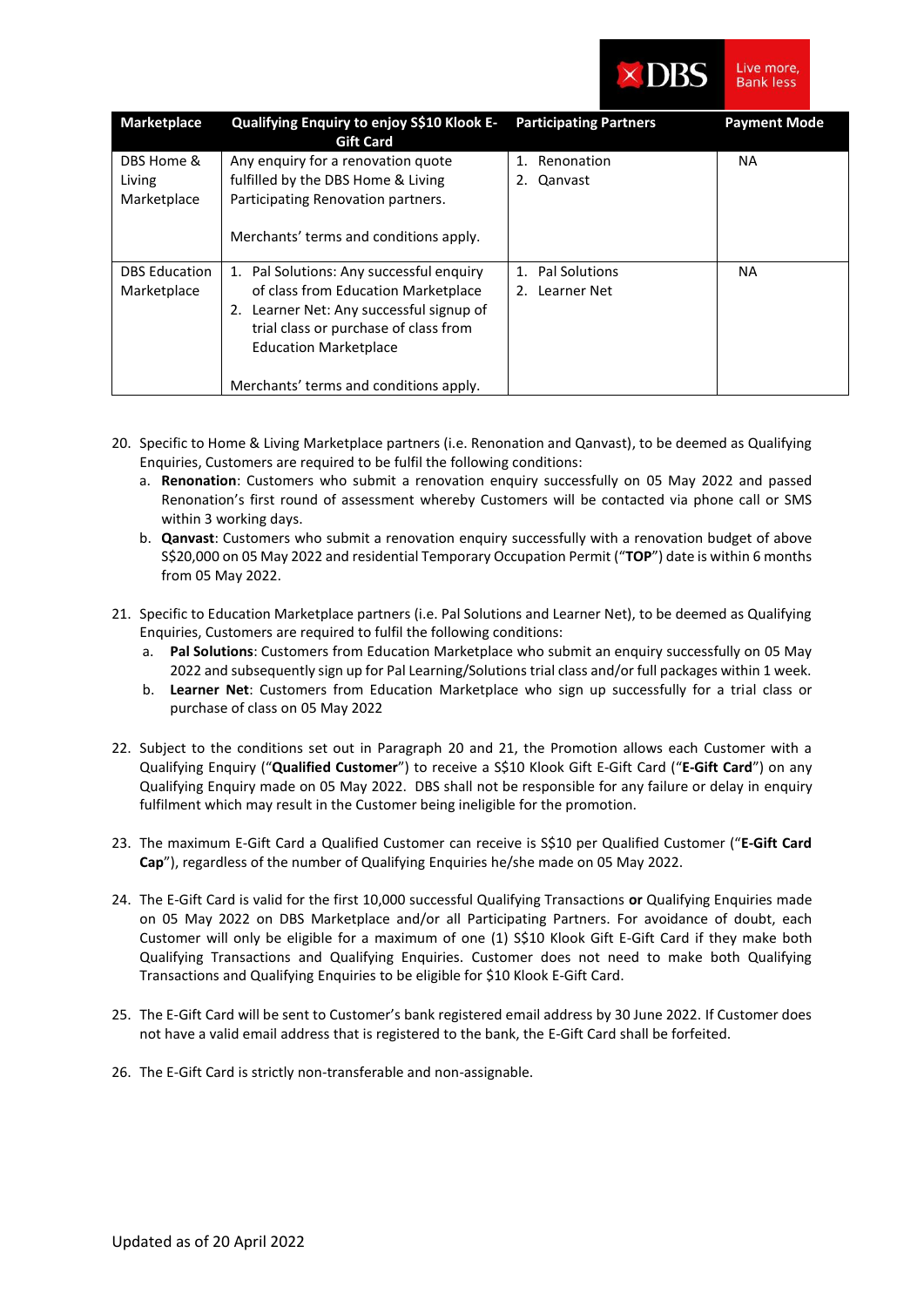| Marketplace | Qualifying Enquiry to enjoy S$10 Klook E-Gift Card | Participating Partners | Payment Mode |
|---|---|---|---|
| DBS Home & Living Marketplace | Any enquiry for a renovation quote fulfilled by the DBS Home & Living Participating Renovation partners.<br><br>Merchants' terms and conditions apply. | 1. Renonation<br>2. Qanvast | NA |
| DBS Education Marketplace | 1. Pal Solutions: Any successful enquiry of class from Education Marketplace<br>2. Learner Net: Any successful signup of trial class or purchase of class from Education Marketplace<br><br>Merchants' terms and conditions apply. | 1. Pal Solutions<br>2. Learner Net | NA |

20. Specific to Home & Living Marketplace partners (i.e. Renonation and Qanvast), to be deemed as Qualifying Enquiries, Customers are required to be fulfil the following conditions:
    a. **Renonation**: Customers who submit a renovation enquiry successfully on 05 May 2022 and passed Renonation's first round of assessment whereby Customers will be contacted via phone call or SMS within 3 working days.
    b. **Qanvast**: Customers who submit a renovation enquiry successfully with a renovation budget of above S$20,000 on 05 May 2022 and residential Temporary Occupation Permit ("**TOP**") date is within 6 months from 05 May 2022.

21. Specific to Education Marketplace partners (i.e. Pal Solutions and Learner Net), to be deemed as Qualifying Enquiries, Customers are required to fulfil the following conditions:
    a. **Pal Solutions**: Customers from Education Marketplace who submit an enquiry successfully on 05 May 2022 and subsequently sign up for Pal Learning/Solutions trial class and/or full packages within 1 week.
    b. **Learner Net**: Customers from Education Marketplace who sign up successfully for a trial class or purchase of class on 05 May 2022

22. Subject to the conditions set out in Paragraph 20 and 21, the Promotion allows each Customer with a Qualifying Enquiry ("**Qualified Customer**") to receive a S$10 Klook Gift E-Gift Card ("**E-Gift Card**") on any Qualifying Enquiry made on 05 May 2022. DBS shall not be responsible for any failure or delay in enquiry fulfilment which may result in the Customer being ineligible for the promotion.

23. The maximum E-Gift Card a Qualified Customer can receive is S$10 per Qualified Customer ("**E-Gift Card Cap**"), regardless of the number of Qualifying Enquiries he/she made on 05 May 2022.

24. The E-Gift Card is valid for the first 10,000 successful Qualifying Transactions **or** Qualifying Enquiries made on 05 May 2022 on DBS Marketplace and/or all Participating Partners. For avoidance of doubt, each Customer will only be eligible for a maximum of one (1) S$10 Klook Gift E-Gift Card if they make both Qualifying Transactions and Qualifying Enquiries. Customer does not need to make both Qualifying Transactions and Qualifying Enquiries to be eligible for $10 Klook E-Gift Card.

25. The E-Gift Card will be sent to Customer's bank registered email address by 30 June 2022. If Customer does not have a valid email address that is registered to the bank, the E-Gift Card shall be forfeited.

26. The E-Gift Card is strictly non-transferable and non-assignable.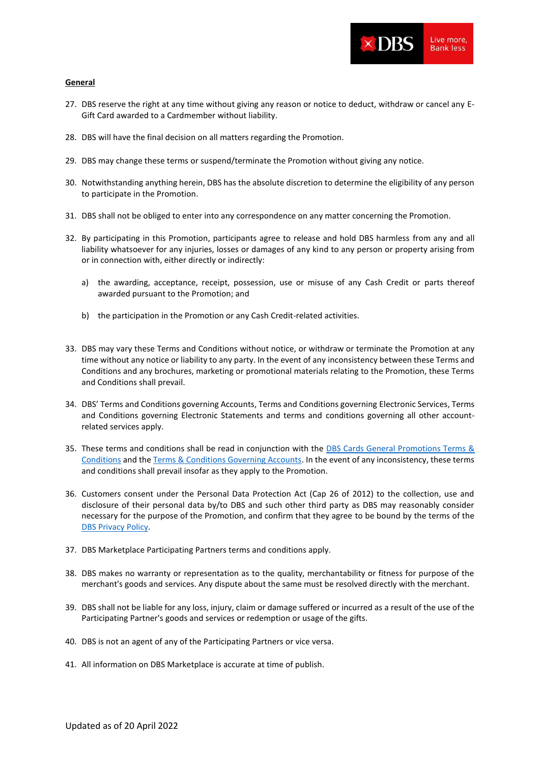**General**

27. DBS reserve the right at any time without giving any reason or notice to deduct, withdraw or cancel any E-Gift Card awarded to a Cardmember without liability.

28. DBS will have the final decision on all matters regarding the Promotion.

29. DBS may change these terms or suspend/terminate the Promotion without giving any notice.

30. Notwithstanding anything herein, DBS has the absolute discretion to determine the eligibility of any person to participate in the Promotion.

31. DBS shall not be obliged to enter into any correspondence on any matter concerning the Promotion.

32. By participating in this Promotion, participants agree to release and hold DBS harmless from any and all liability whatsoever for any injuries, losses or damages of any kind to any person or property arising from or in connection with, either directly or indirectly:

    a) the awarding, acceptance, receipt, possession, use or misuse of any Cash Credit or parts thereof awarded pursuant to the Promotion; and

    b) the participation in the Promotion or any Cash Credit-related activities.

33. DBS may vary these Terms and Conditions without notice, or withdraw or terminate the Promotion at any time without any notice or liability to any party. In the event of any inconsistency between these Terms and Conditions and any brochures, marketing or promotional materials relating to the Promotion, these Terms and Conditions shall prevail.

34. DBS' Terms and Conditions governing Accounts, Terms and Conditions governing Electronic Services, Terms and Conditions governing Electronic Statements and terms and conditions governing all other account-related services apply.

35. These terms and conditions shall be read in conjunction with the DBS Cards General Promotions Terms & Conditions and the Terms & Conditions Governing Accounts. In the event of any inconsistency, these terms and conditions shall prevail insofar as they apply to the Promotion.

36. Customers consent under the Personal Data Protection Act (Cap 26 of 2012) to the collection, use and disclosure of their personal data by/to DBS and such other third party as DBS may reasonably consider necessary for the purpose of the Promotion, and confirm that they agree to be bound by the terms of the DBS Privacy Policy.

37. DBS Marketplace Participating Partners terms and conditions apply.

38. DBS makes no warranty or representation as to the quality, merchantability or fitness for purpose of the merchant's goods and services. Any dispute about the same must be resolved directly with the merchant.

39. DBS shall not be liable for any loss, injury, claim or damage suffered or incurred as a result of the use of the Participating Partner's goods and services or redemption or usage of the gifts.

40. DBS is not an agent of any of the Participating Partners or vice versa.

41. All information on DBS Marketplace is accurate at time of publish.

Updated as of 20 April 2022